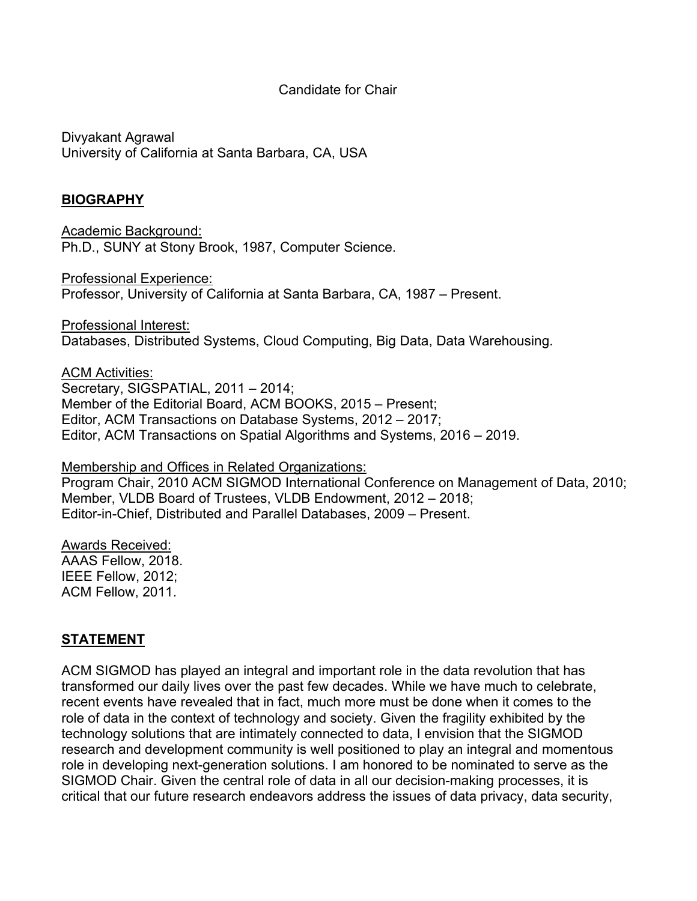Candidate for Chair

Divyakant Agrawal
University of California at Santa Barbara, CA, USA

## BIOGRAPHY

Academic Background:
Ph.D., SUNY at Stony Brook, 1987, Computer Science.

Professional Experience:
Professor, University of California at Santa Barbara, CA, 1987 – Present.

Professional Interest:
Databases, Distributed Systems, Cloud Computing, Big Data, Data Warehousing.

ACM Activities:
Secretary, SIGSPATIAL, 2011 – 2014;
Member of the Editorial Board, ACM BOOKS, 2015 – Present;
Editor, ACM Transactions on Database Systems, 2012 – 2017;
Editor, ACM Transactions on Spatial Algorithms and Systems, 2016 – 2019.

Membership and Offices in Related Organizations:
Program Chair, 2010 ACM SIGMOD International Conference on Management of Data, 2010;
Member, VLDB Board of Trustees, VLDB Endowment, 2012 – 2018;
Editor-in-Chief, Distributed and Parallel Databases, 2009 – Present.

Awards Received:
AAAS Fellow, 2018.
IEEE Fellow, 2012;
ACM Fellow, 2011.

## STATEMENT

ACM SIGMOD has played an integral and important role in the data revolution that has transformed our daily lives over the past few decades. While we have much to celebrate, recent events have revealed that in fact, much more must be done when it comes to the role of data in the context of technology and society. Given the fragility exhibited by the technology solutions that are intimately connected to data, I envision that the SIGMOD research and development community is well positioned to play an integral and momentous role in developing next-generation solutions. I am honored to be nominated to serve as the SIGMOD Chair. Given the central role of data in all our decision-making processes, it is critical that our future research endeavors address the issues of data privacy, data security,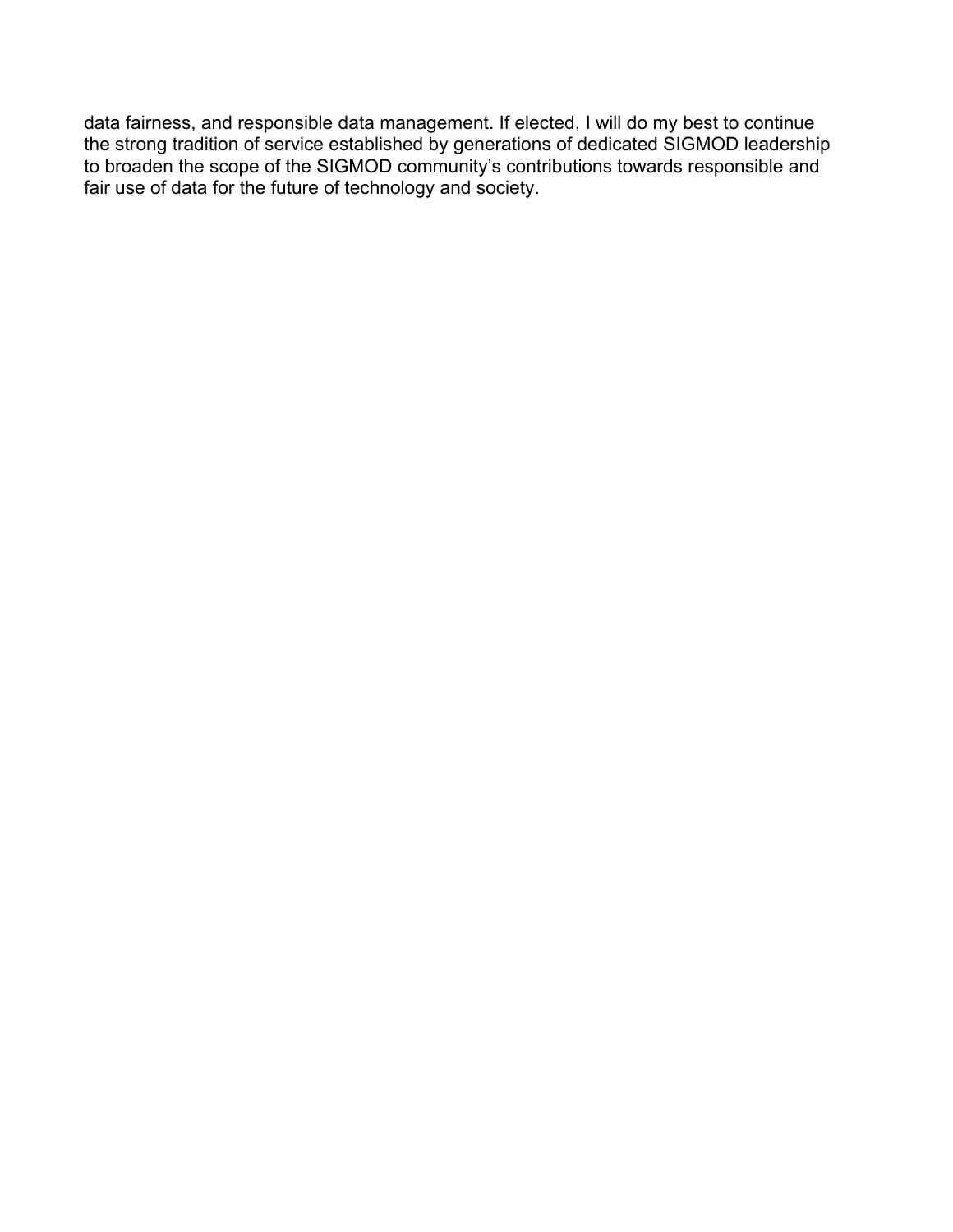data fairness, and responsible data management. If elected, I will do my best to continue the strong tradition of service established by generations of dedicated SIGMOD leadership to broaden the scope of the SIGMOD community's contributions towards responsible and fair use of data for the future of technology and society.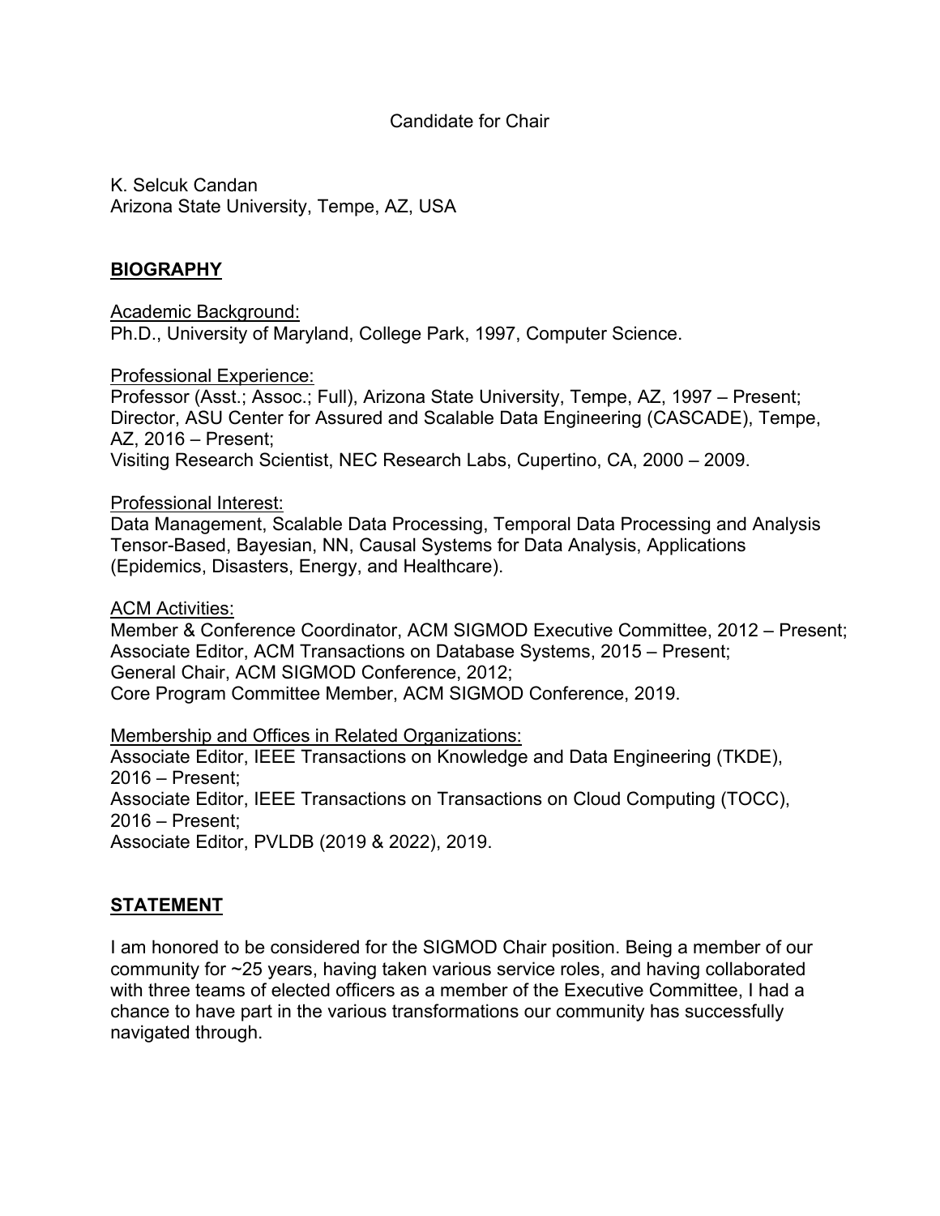Candidate for Chair

K. Selcuk Candan
Arizona State University, Tempe, AZ, USA

## BIOGRAPHY

Academic Background:
Ph.D., University of Maryland, College Park, 1997, Computer Science.

Professional Experience:
Professor (Asst.; Assoc.; Full), Arizona State University, Tempe, AZ, 1997 – Present;
Director, ASU Center for Assured and Scalable Data Engineering (CASCADE), Tempe, AZ, 2016 – Present;
Visiting Research Scientist, NEC Research Labs, Cupertino, CA, 2000 – 2009.

Professional Interest:
Data Management, Scalable Data Processing, Temporal Data Processing and Analysis Tensor-Based, Bayesian, NN, Causal Systems for Data Analysis, Applications (Epidemics, Disasters, Energy, and Healthcare).

ACM Activities:
Member & Conference Coordinator, ACM SIGMOD Executive Committee, 2012 – Present;
Associate Editor, ACM Transactions on Database Systems, 2015 – Present;
General Chair, ACM SIGMOD Conference, 2012;
Core Program Committee Member, ACM SIGMOD Conference, 2019.

Membership and Offices in Related Organizations:
Associate Editor, IEEE Transactions on Knowledge and Data Engineering (TKDE), 2016 – Present;
Associate Editor, IEEE Transactions on Transactions on Cloud Computing (TOCC), 2016 – Present;
Associate Editor, PVLDB (2019 & 2022), 2019.

## STATEMENT

I am honored to be considered for the SIGMOD Chair position. Being a member of our community for ~25 years, having taken various service roles, and having collaborated with three teams of elected officers as a member of the Executive Committee, I had a chance to have part in the various transformations our community has successfully navigated through.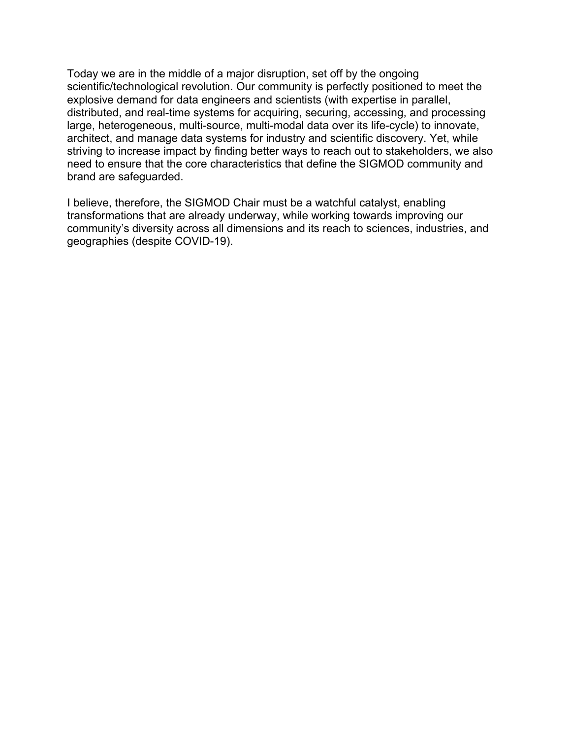Today we are in the middle of a major disruption, set off by the ongoing scientific/technological revolution. Our community is perfectly positioned to meet the explosive demand for data engineers and scientists (with expertise in parallel, distributed, and real-time systems for acquiring, securing, accessing, and processing large, heterogeneous, multi-source, multi-modal data over its life-cycle) to innovate, architect, and manage data systems for industry and scientific discovery. Yet, while striving to increase impact by finding better ways to reach out to stakeholders, we also need to ensure that the core characteristics that define the SIGMOD community and brand are safeguarded.

I believe, therefore, the SIGMOD Chair must be a watchful catalyst, enabling transformations that are already underway, while working towards improving our community's diversity across all dimensions and its reach to sciences, industries, and geographies (despite COVID-19).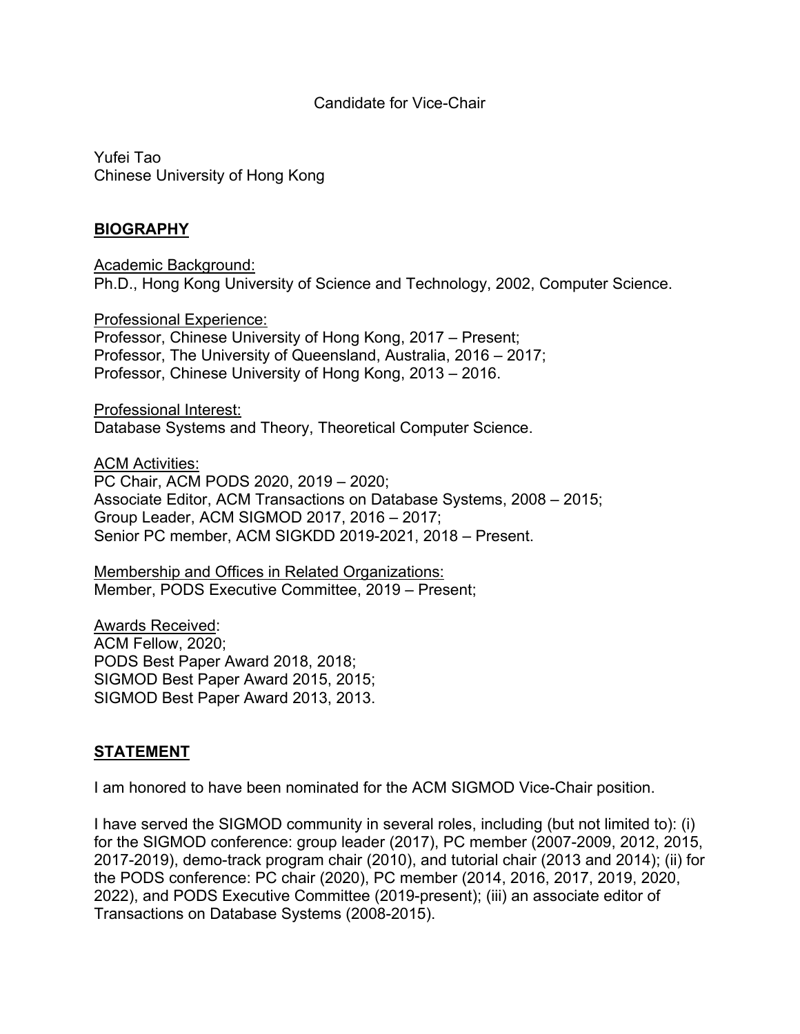Candidate for Vice-Chair

Yufei Tao
Chinese University of Hong Kong

## BIOGRAPHY

Academic Background:
Ph.D., Hong Kong University of Science and Technology, 2002, Computer Science.

Professional Experience:
Professor, Chinese University of Hong Kong, 2017 – Present;
Professor, The University of Queensland, Australia, 2016 – 2017;
Professor, Chinese University of Hong Kong, 2013 – 2016.

Professional Interest:
Database Systems and Theory, Theoretical Computer Science.

ACM Activities:
PC Chair, ACM PODS 2020, 2019 – 2020;
Associate Editor, ACM Transactions on Database Systems, 2008 – 2015;
Group Leader, ACM SIGMOD 2017, 2016 – 2017;
Senior PC member, ACM SIGKDD 2019-2021, 2018 – Present.

Membership and Offices in Related Organizations:
Member, PODS Executive Committee, 2019 – Present;

Awards Received:
ACM Fellow, 2020;
PODS Best Paper Award 2018, 2018;
SIGMOD Best Paper Award 2015, 2015;
SIGMOD Best Paper Award 2013, 2013.

## STATEMENT

I am honored to have been nominated for the ACM SIGMOD Vice-Chair position.

I have served the SIGMOD community in several roles, including (but not limited to): (i) for the SIGMOD conference: group leader (2017), PC member (2007-2009, 2012, 2015, 2017-2019), demo-track program chair (2010), and tutorial chair (2013 and 2014); (ii) for the PODS conference: PC chair (2020), PC member (2014, 2016, 2017, 2019, 2020, 2022), and PODS Executive Committee (2019-present); (iii) an associate editor of Transactions on Database Systems (2008-2015).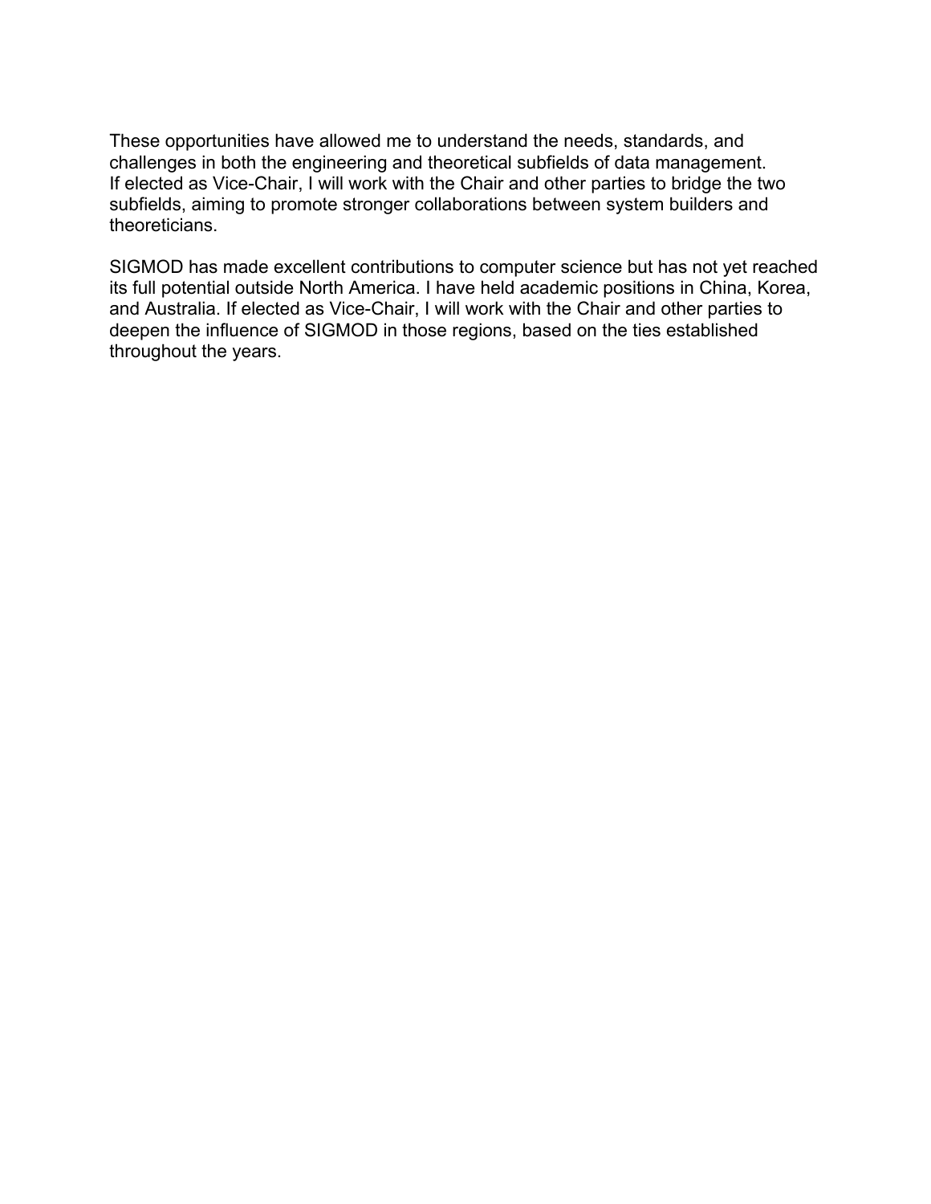These opportunities have allowed me to understand the needs, standards, and challenges in both the engineering and theoretical subfields of data management. If elected as Vice-Chair, I will work with the Chair and other parties to bridge the two subfields, aiming to promote stronger collaborations between system builders and theoreticians.

SIGMOD has made excellent contributions to computer science but has not yet reached its full potential outside North America. I have held academic positions in China, Korea, and Australia. If elected as Vice-Chair, I will work with the Chair and other parties to deepen the influence of SIGMOD in those regions, based on the ties established throughout the years.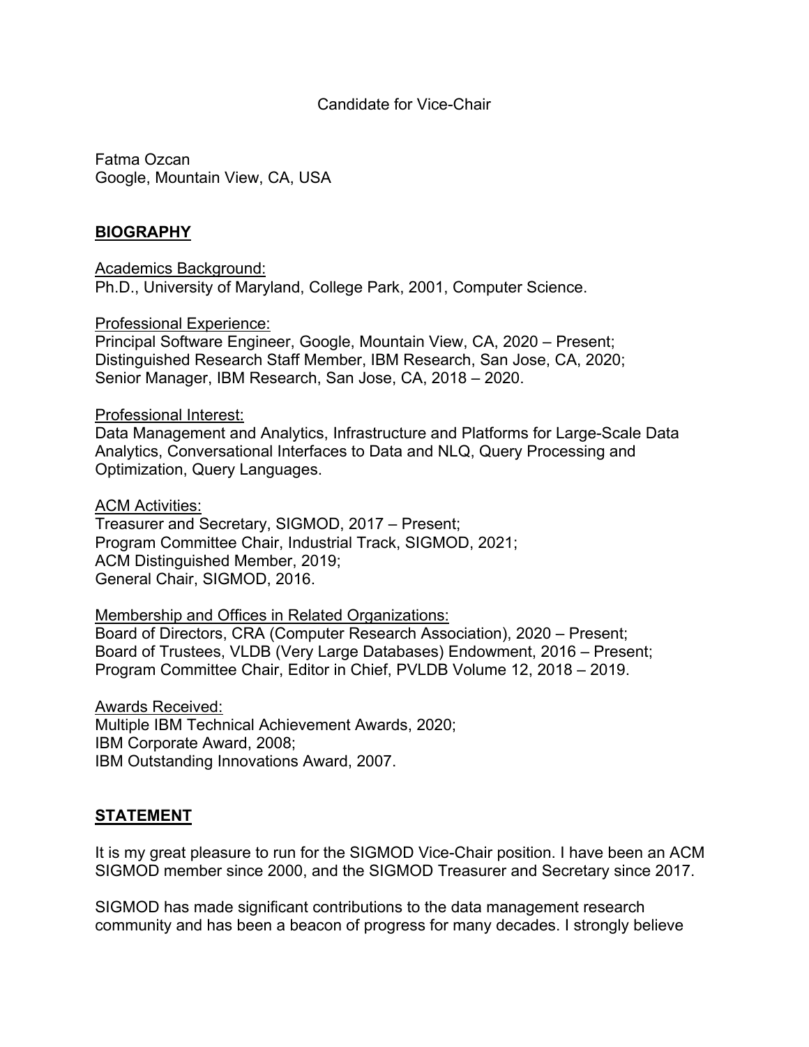Candidate for Vice-Chair

Fatma Ozcan
Google, Mountain View, CA, USA

## BIOGRAPHY

Academics Background:
Ph.D., University of Maryland, College Park, 2001, Computer Science.

Professional Experience:
Principal Software Engineer, Google, Mountain View, CA, 2020 – Present;
Distinguished Research Staff Member, IBM Research, San Jose, CA, 2020;
Senior Manager, IBM Research, San Jose, CA, 2018 – 2020.

Professional Interest:
Data Management and Analytics, Infrastructure and Platforms for Large-Scale Data Analytics, Conversational Interfaces to Data and NLQ, Query Processing and Optimization, Query Languages.

ACM Activities:
Treasurer and Secretary, SIGMOD, 2017 – Present;
Program Committee Chair, Industrial Track, SIGMOD, 2021;
ACM Distinguished Member, 2019;
General Chair, SIGMOD, 2016.

Membership and Offices in Related Organizations:
Board of Directors, CRA (Computer Research Association), 2020 – Present;
Board of Trustees, VLDB (Very Large Databases) Endowment, 2016 – Present;
Program Committee Chair, Editor in Chief, PVLDB Volume 12, 2018 – 2019.

Awards Received:
Multiple IBM Technical Achievement Awards, 2020;
IBM Corporate Award, 2008;
IBM Outstanding Innovations Award, 2007.

## STATEMENT

It is my great pleasure to run for the SIGMOD Vice-Chair position. I have been an ACM SIGMOD member since 2000, and the SIGMOD Treasurer and Secretary since 2017.

SIGMOD has made significant contributions to the data management research community and has been a beacon of progress for many decades. I strongly believe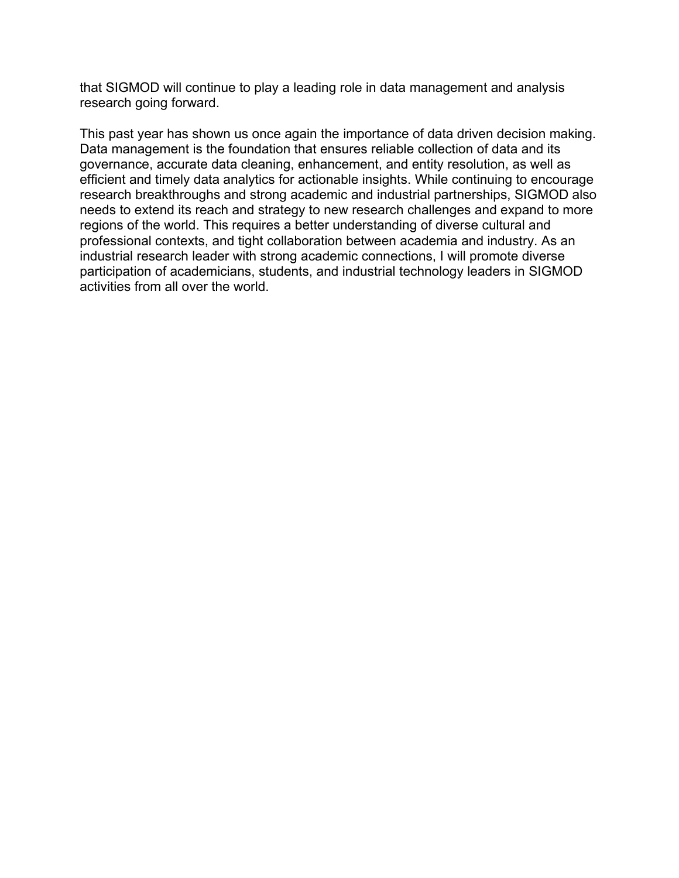that SIGMOD will continue to play a leading role in data management and analysis research going forward.

This past year has shown us once again the importance of data driven decision making. Data management is the foundation that ensures reliable collection of data and its governance, accurate data cleaning, enhancement, and entity resolution, as well as efficient and timely data analytics for actionable insights. While continuing to encourage research breakthroughs and strong academic and industrial partnerships, SIGMOD also needs to extend its reach and strategy to new research challenges and expand to more regions of the world. This requires a better understanding of diverse cultural and professional contexts, and tight collaboration between academia and industry. As an industrial research leader with strong academic connections, I will promote diverse participation of academicians, students, and industrial technology leaders in SIGMOD activities from all over the world.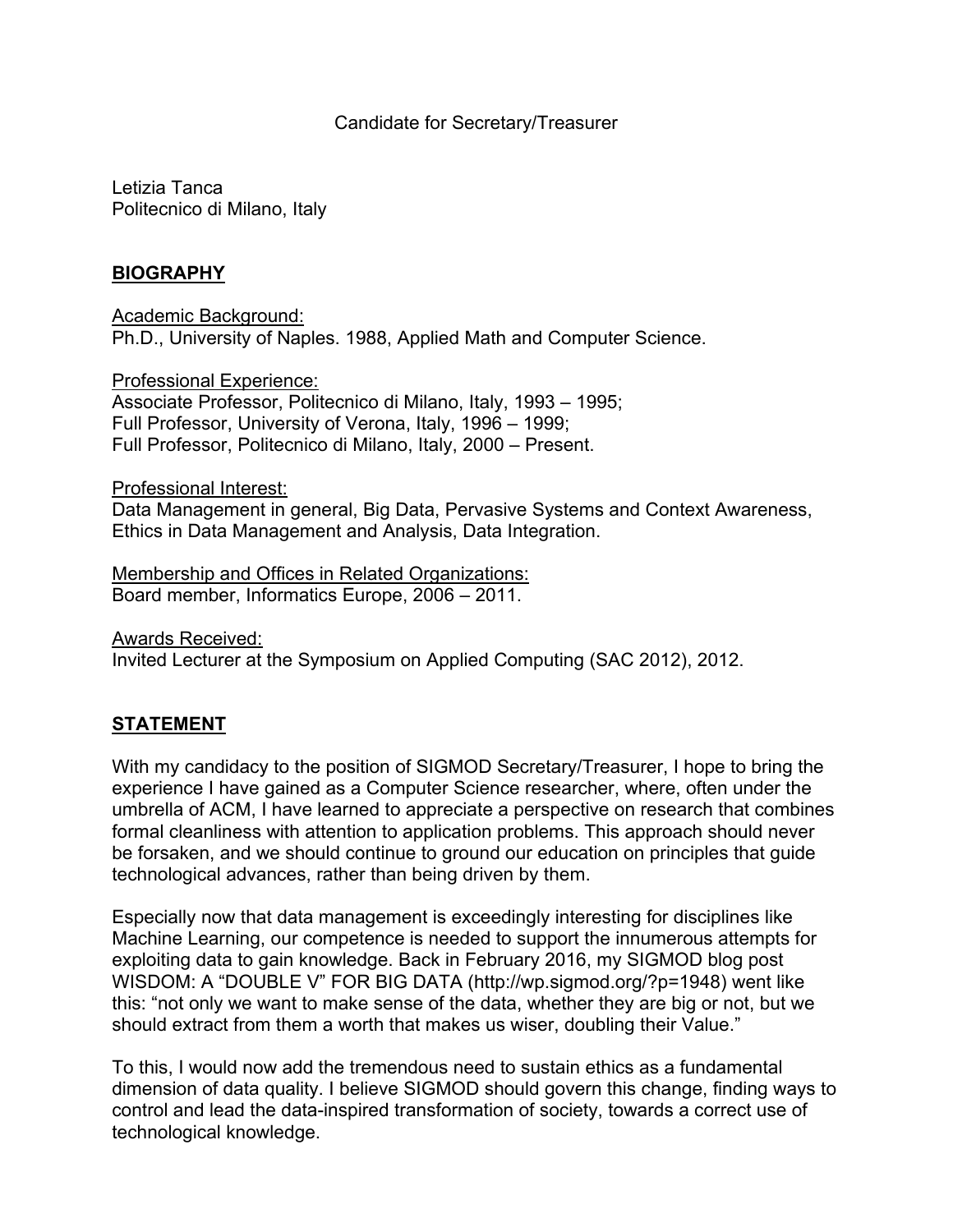Candidate for Secretary/Treasurer

Letizia Tanca
Politecnico di Milano, Italy

## BIOGRAPHY

Academic Background:
Ph.D., University of Naples. 1988, Applied Math and Computer Science.

Professional Experience:
Associate Professor, Politecnico di Milano, Italy, 1993 – 1995;
Full Professor, University of Verona, Italy, 1996 – 1999;
Full Professor, Politecnico di Milano, Italy, 2000 – Present.

Professional Interest:
Data Management in general, Big Data, Pervasive Systems and Context Awareness, Ethics in Data Management and Analysis, Data Integration.

Membership and Offices in Related Organizations:
Board member, Informatics Europe, 2006 – 2011.

Awards Received:
Invited Lecturer at the Symposium on Applied Computing (SAC 2012), 2012.

## STATEMENT

With my candidacy to the position of SIGMOD Secretary/Treasurer, I hope to bring the experience I have gained as a Computer Science researcher, where, often under the umbrella of ACM, I have learned to appreciate a perspective on research that combines formal cleanliness with attention to application problems. This approach should never be forsaken, and we should continue to ground our education on principles that guide technological advances, rather than being driven by them.

Especially now that data management is exceedingly interesting for disciplines like Machine Learning, our competence is needed to support the innumerous attempts for exploiting data to gain knowledge. Back in February 2016, my SIGMOD blog post WISDOM: A "DOUBLE V" FOR BIG DATA (http://wp.sigmod.org/?p=1948) went like this: "not only we want to make sense of the data, whether they are big or not, but we should extract from them a worth that makes us wiser, doubling their Value."

To this, I would now add the tremendous need to sustain ethics as a fundamental dimension of data quality. I believe SIGMOD should govern this change, finding ways to control and lead the data-inspired transformation of society, towards a correct use of technological knowledge.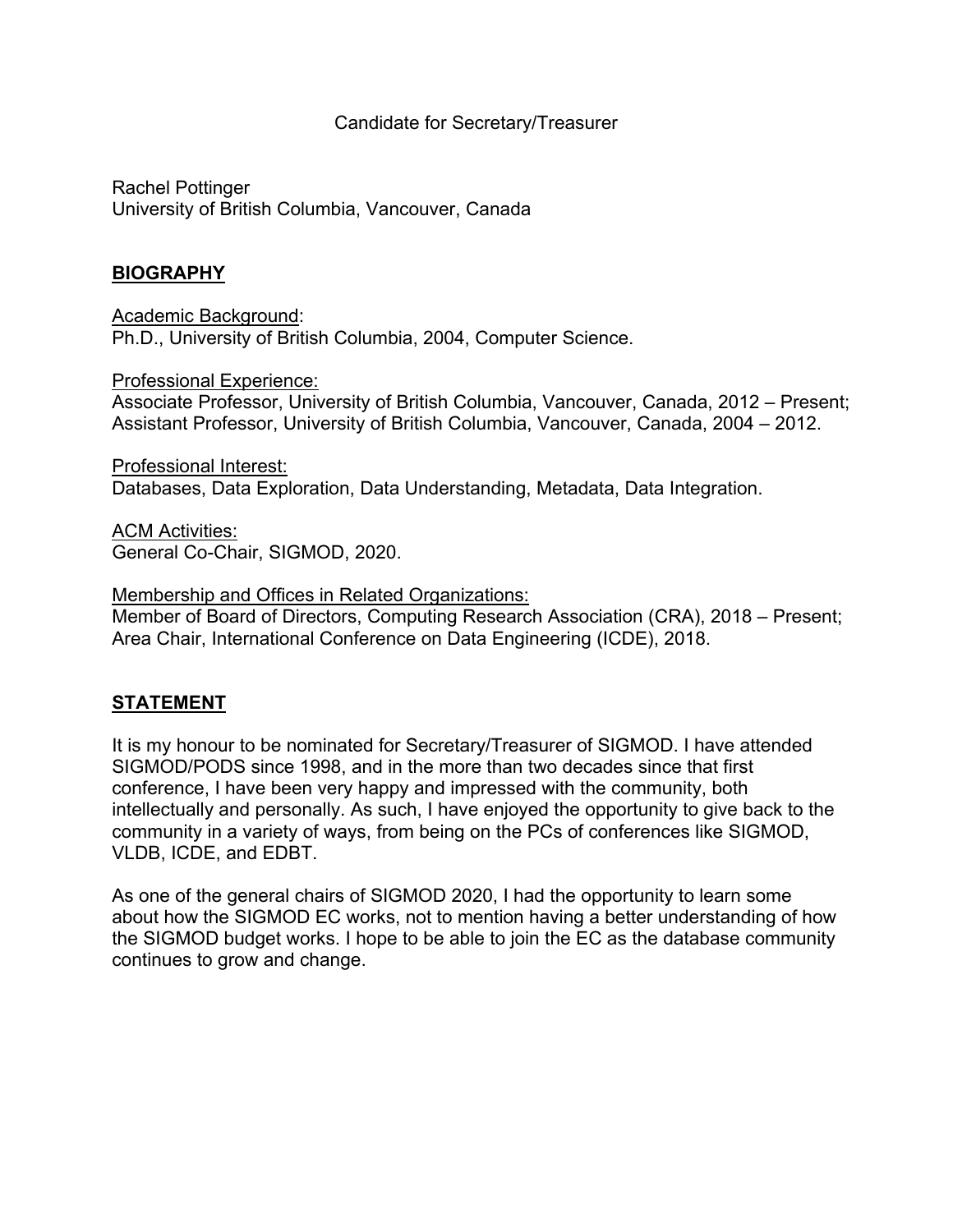Candidate for Secretary/Treasurer

Rachel Pottinger
University of British Columbia, Vancouver, Canada

## BIOGRAPHY

Academic Background:
Ph.D., University of British Columbia, 2004, Computer Science.

Professional Experience:
Associate Professor, University of British Columbia, Vancouver, Canada, 2012 – Present;
Assistant Professor, University of British Columbia, Vancouver, Canada, 2004 – 2012.

Professional Interest:
Databases, Data Exploration, Data Understanding, Metadata, Data Integration.

ACM Activities:
General Co-Chair, SIGMOD, 2020.

Membership and Offices in Related Organizations:
Member of Board of Directors, Computing Research Association (CRA), 2018 – Present;
Area Chair, International Conference on Data Engineering (ICDE), 2018.

## STATEMENT

It is my honour to be nominated for Secretary/Treasurer of SIGMOD. I have attended SIGMOD/PODS since 1998, and in the more than two decades since that first conference, I have been very happy and impressed with the community, both intellectually and personally. As such, I have enjoyed the opportunity to give back to the community in a variety of ways, from being on the PCs of conferences like SIGMOD, VLDB, ICDE, and EDBT.

As one of the general chairs of SIGMOD 2020, I had the opportunity to learn some about how the SIGMOD EC works, not to mention having a better understanding of how the SIGMOD budget works. I hope to be able to join the EC as the database community continues to grow and change.